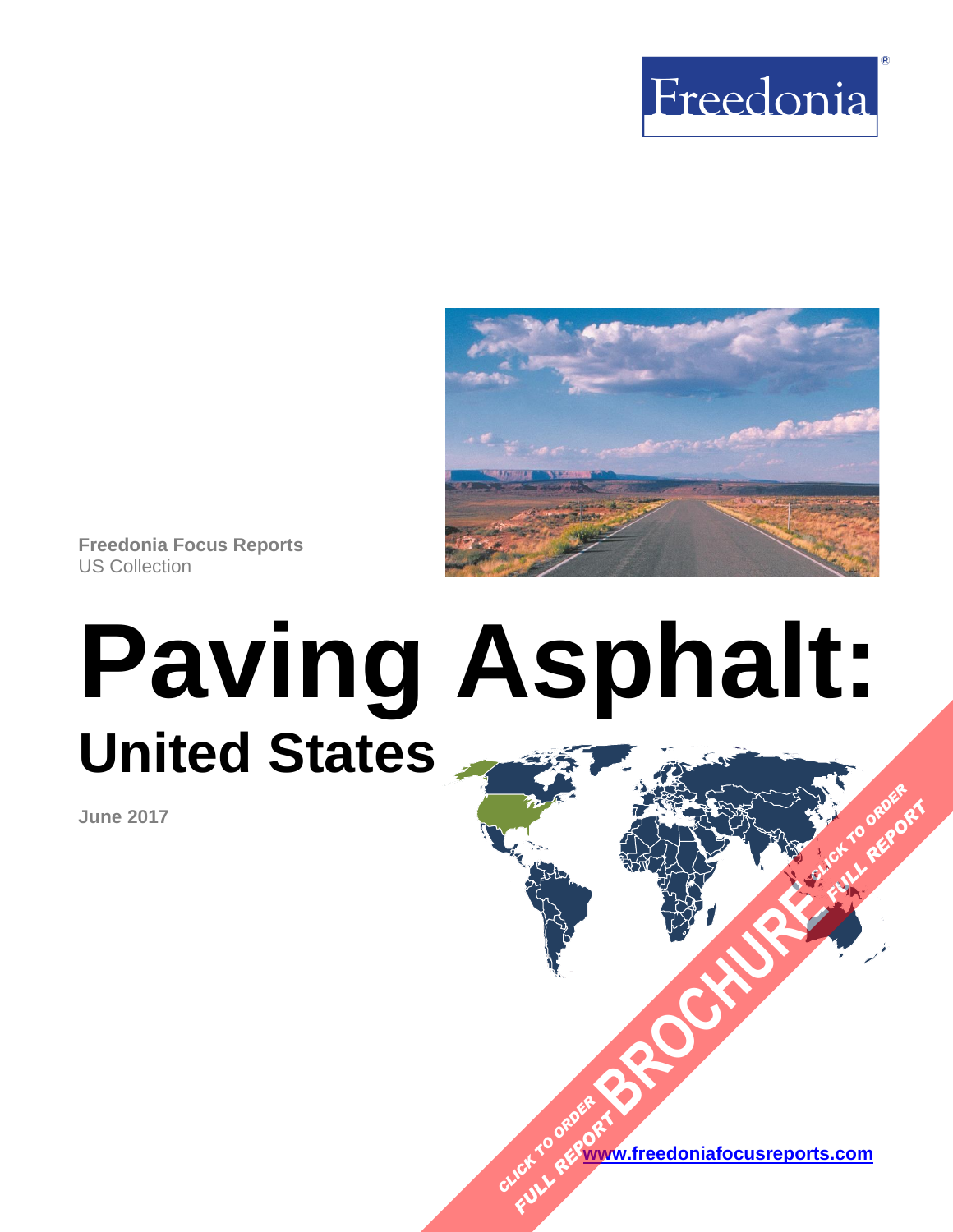Freedonia

Freedonia Focus Reports
US Collection

# Paving Asphalt:
## United States

**June 2017**

[www.freedoniafocusreports.com](http://www.freedoniafocusreports.com)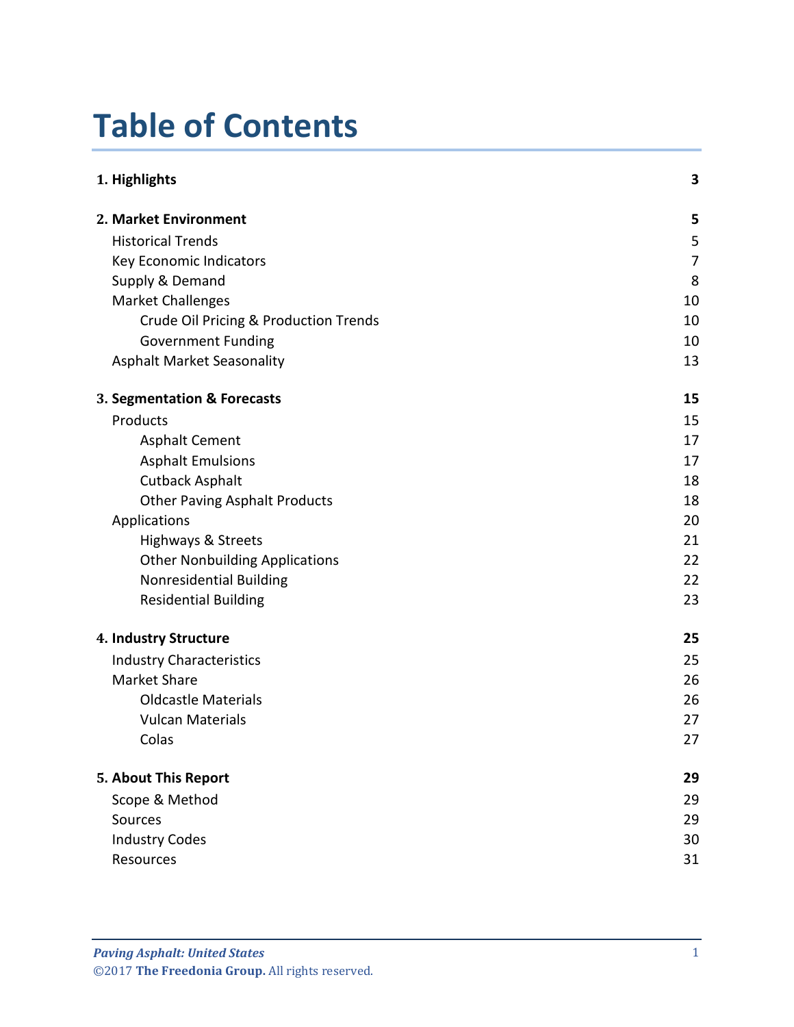# Table of Contents

| | |
|---|---|
| **1. Highlights** | **3** |
| **2. Market Environment** | **5** |
| Historical Trends | 5 |
| Key Economic Indicators | 7 |
| Supply & Demand | 8 |
| Market Challenges | 10 |
| Crude Oil Pricing & Production Trends | 10 |
| Government Funding | 10 |
| Asphalt Market Seasonality | 13 |
| **3. Segmentation & Forecasts** | **15** |
| Products | 15 |
| Asphalt Cement | 17 |
| Asphalt Emulsions | 17 |
| Cutback Asphalt | 18 |
| Other Paving Asphalt Products | 18 |
| Applications | 20 |
| Highways & Streets | 21 |
| Other Nonbuilding Applications | 22 |
| Nonresidential Building | 22 |
| Residential Building | 23 |
| **4. Industry Structure** | **25** |
| Industry Characteristics | 25 |
| Market Share | 26 |
| Oldcastle Materials | 26 |
| Vulcan Materials | 27 |
| Colas | 27 |
| **5. About This Report** | **29** |
| Scope & Method | 29 |
| Sources | 29 |
| Industry Codes | 30 |
| Resources | 31 |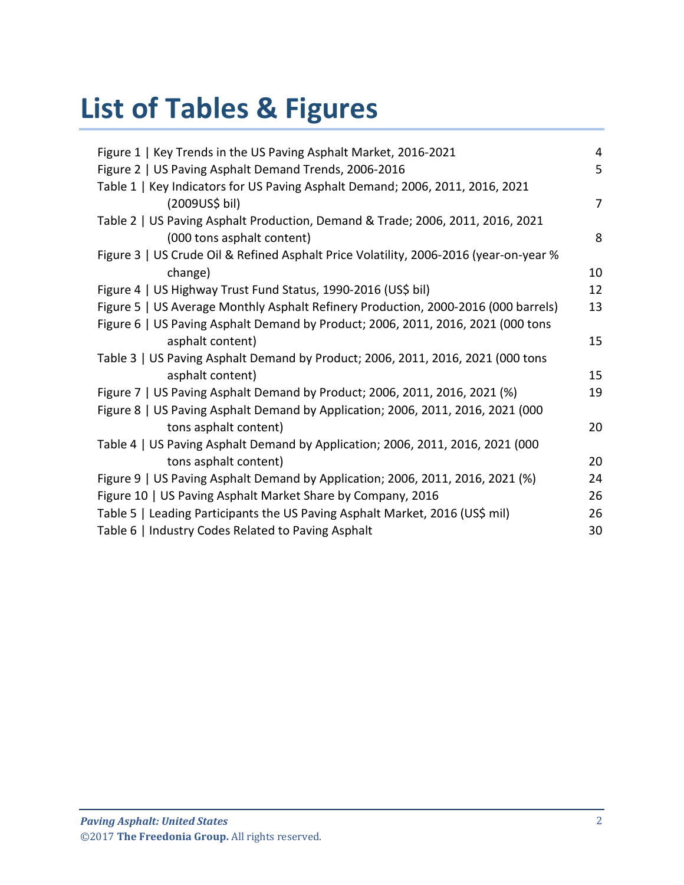# List of Tables & Figures

| | |
|---|---|
| Figure 1 \| Key Trends in the US Paving Asphalt Market, 2016-2021 | 4 |
| Figure 2 \| US Paving Asphalt Demand Trends, 2006-2016 | 5 |
| Table 1 \| Key Indicators for US Paving Asphalt Demand; 2006, 2011, 2016, 2021 (2009US$ bil) | 7 |
| Table 2 \| US Paving Asphalt Production, Demand & Trade; 2006, 2011, 2016, 2021 (000 tons asphalt content) | 8 |
| Figure 3 \| US Crude Oil & Refined Asphalt Price Volatility, 2006-2016 (year-on-year % change) | 10 |
| Figure 4 \| US Highway Trust Fund Status, 1990-2016 (US$ bil) | 12 |
| Figure 5 \| US Average Monthly Asphalt Refinery Production, 2000-2016 (000 barrels) | 13 |
| Figure 6 \| US Paving Asphalt Demand by Product; 2006, 2011, 2016, 2021 (000 tons asphalt content) | 15 |
| Table 3 \| US Paving Asphalt Demand by Product; 2006, 2011, 2016, 2021 (000 tons asphalt content) | 15 |
| Figure 7 \| US Paving Asphalt Demand by Product; 2006, 2011, 2016, 2021 (%) | 19 |
| Figure 8 \| US Paving Asphalt Demand by Application; 2006, 2011, 2016, 2021 (000 tons asphalt content) | 20 |
| Table 4 \| US Paving Asphalt Demand by Application; 2006, 2011, 2016, 2021 (000 tons asphalt content) | 20 |
| Figure 9 \| US Paving Asphalt Demand by Application; 2006, 2011, 2016, 2021 (%) | 24 |
| Figure 10 \| US Paving Asphalt Market Share by Company, 2016 | 26 |
| Table 5 \| Leading Participants the US Paving Asphalt Market, 2016 (US$ mil) | 26 |
| Table 6 \| Industry Codes Related to Paving Asphalt | 30 |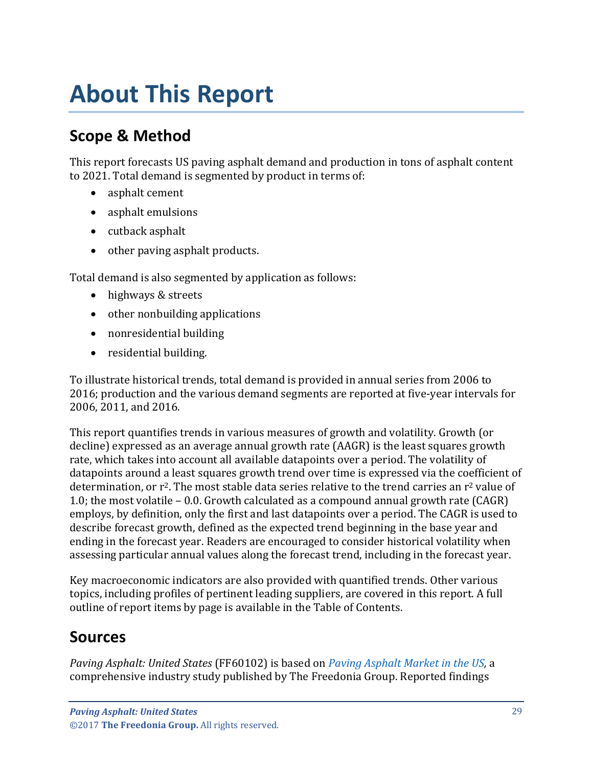# About This Report

## Scope & Method

This report forecasts US paving asphalt demand and production in tons of asphalt content to 2021. Total demand is segmented by product in terms of:

- asphalt cement
- asphalt emulsions
- cutback asphalt
- other paving asphalt products.

Total demand is also segmented by application as follows:

- highways & streets
- other nonbuilding applications
- nonresidential building
- residential building.

To illustrate historical trends, total demand is provided in annual series from 2006 to 2016; production and the various demand segments are reported at five-year intervals for 2006, 2011, and 2016.

This report quantifies trends in various measures of growth and volatility. Growth (or decline) expressed as an average annual growth rate (AAGR) is the least squares growth rate, which takes into account all available datapoints over a period. The volatility of datapoints around a least squares growth trend over time is expressed via the coefficient of determination, or $r^2$. The most stable data series relative to the trend carries an $r^2$ value of 1.0; the most volatile – 0.0. Growth calculated as a compound annual growth rate (CAGR) employs, by definition, only the first and last datapoints over a period. The CAGR is used to describe forecast growth, defined as the expected trend beginning in the base year and ending in the forecast year. Readers are encouraged to consider historical volatility when assessing particular annual values along the forecast trend, including in the forecast year.

Key macroeconomic indicators are also provided with quantified trends. Other various topics, including profiles of pertinent leading suppliers, are covered in this report. A full outline of report items by page is available in the Table of Contents.

## Sources

*Paving Asphalt: United States* (FF60102) is based on *Paving Asphalt Market in the US,* a comprehensive industry study published by The Freedonia Group. Reported findings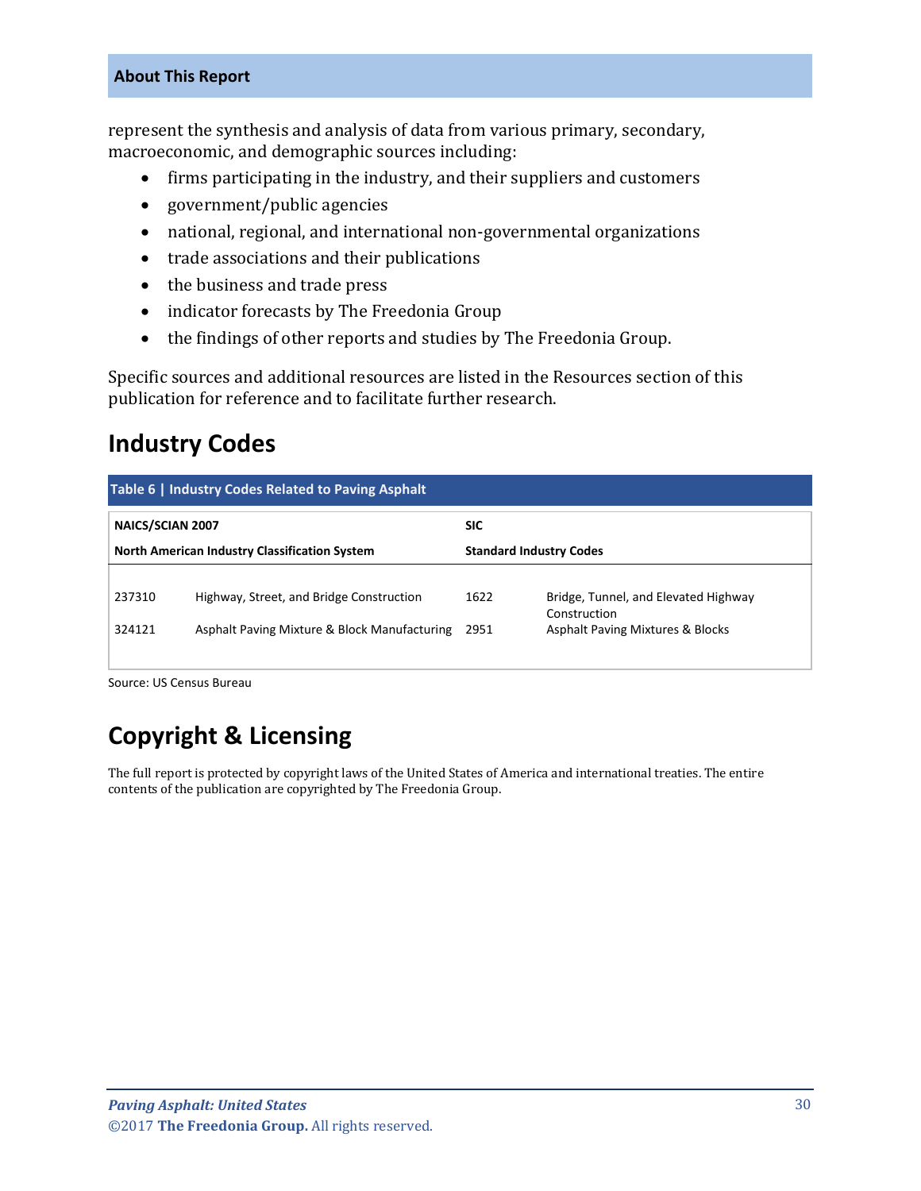represent the synthesis and analysis of data from various primary, secondary, macroeconomic, and demographic sources including:

- firms participating in the industry, and their suppliers and customers
- government/public agencies
- national, regional, and international non-governmental organizations
- trade associations and their publications
- the business and trade press
- indicator forecasts by The Freedonia Group
- the findings of other reports and studies by The Freedonia Group.

Specific sources and additional resources are listed in the Resources section of this publication for reference and to facilitate further research.

## Industry Codes

**Table 6 | Industry Codes Related to Paving Asphalt**

| NAICS/SCIAN 2007 | | SIC | |
|---|---|---|---|
| **North American Industry Classification System** | | **Standard Industry Codes** | |
| 237310 | Highway, Street, and Bridge Construction | 1622 | Bridge, Tunnel, and Elevated Highway Construction |
| 324121 | Asphalt Paving Mixture & Block Manufacturing | 2951 | Asphalt Paving Mixtures & Blocks |

Source: US Census Bureau

## Copyright & Licensing

The full report is protected by copyright laws of the United States of America and international treaties. The entire contents of the publication are copyrighted by The Freedonia Group.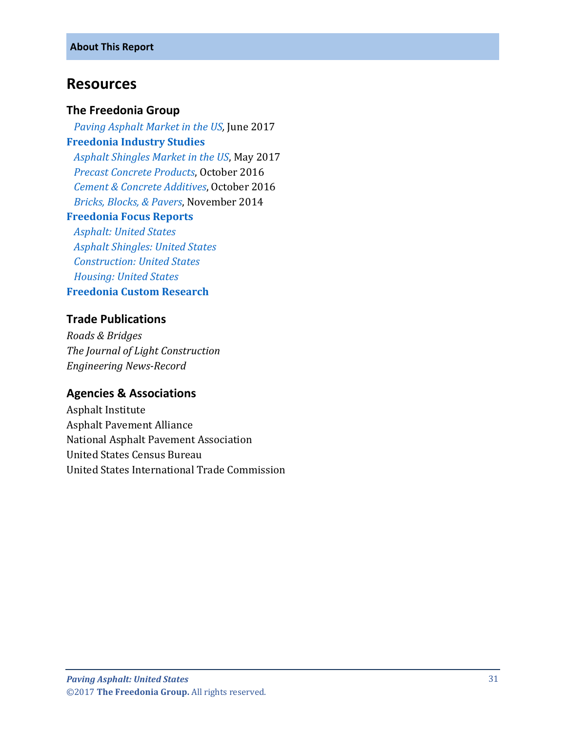**About This Report**

# Resources

### The Freedonia Group

*Paving Asphalt Market in the US,* June 2017

**Freedonia Industry Studies**

*Asphalt Shingles Market in the US*, May 2017
*Precast Concrete Products*, October 2016
*Cement & Concrete Additives*, October 2016
*Bricks, Blocks, & Pavers*, November 2014

**Freedonia Focus Reports**

*Asphalt: United States*
*Asphalt Shingles: United States*
*Construction: United States*
*Housing: United States*

**Freedonia Custom Research**

### Trade Publications

*Roads & Bridges*
*The Journal of Light Construction*
*Engineering News-Record*

### Agencies & Associations

Asphalt Institute
Asphalt Pavement Alliance
National Asphalt Pavement Association
United States Census Bureau
United States International Trade Commission